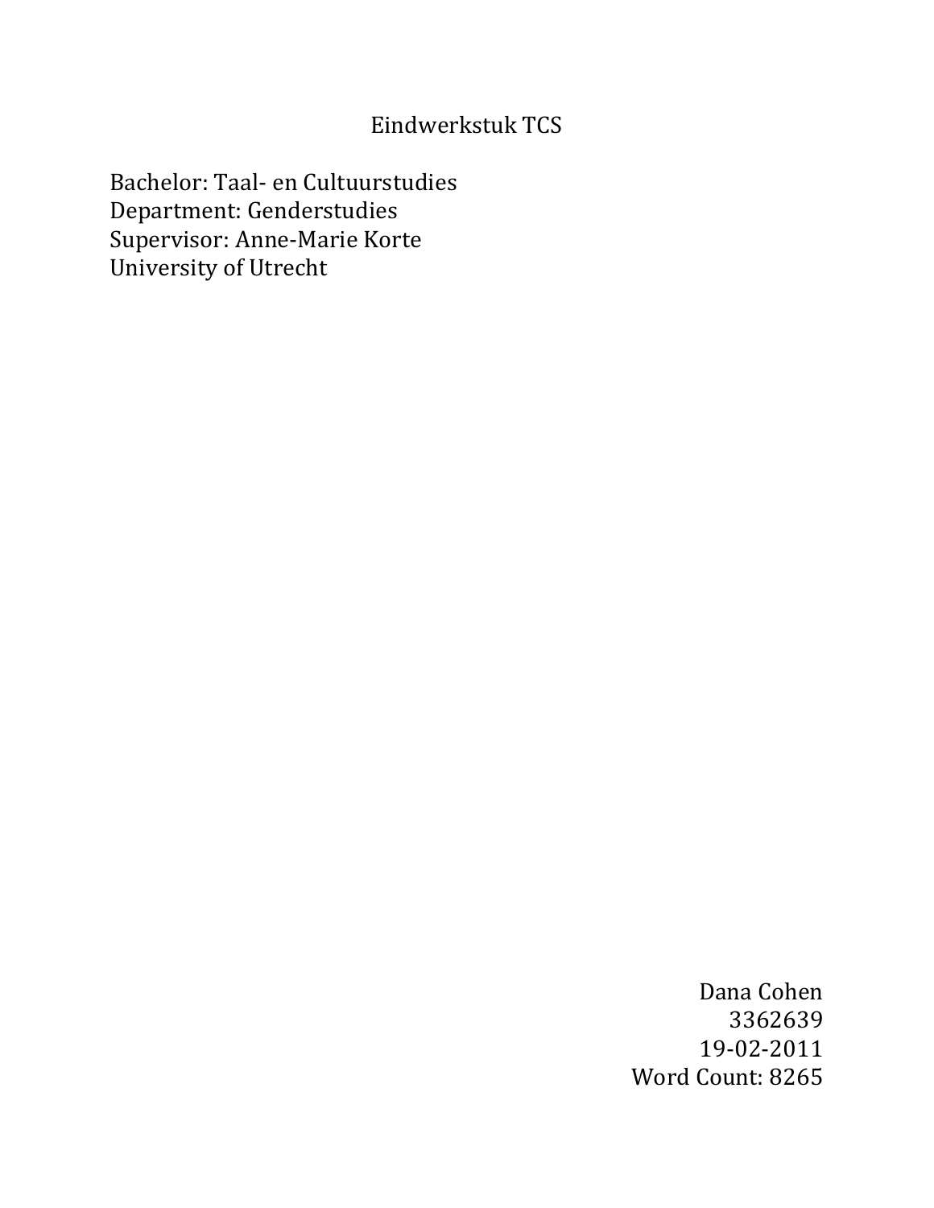# Eindwerkstuk TCS

Bachelor: Taal- en Cultuurstudies
Department: Genderstudies
Supervisor: Anne-Marie Korte
University of Utrecht

Dana Cohen
3362639
19-02-2011
Word Count: 8265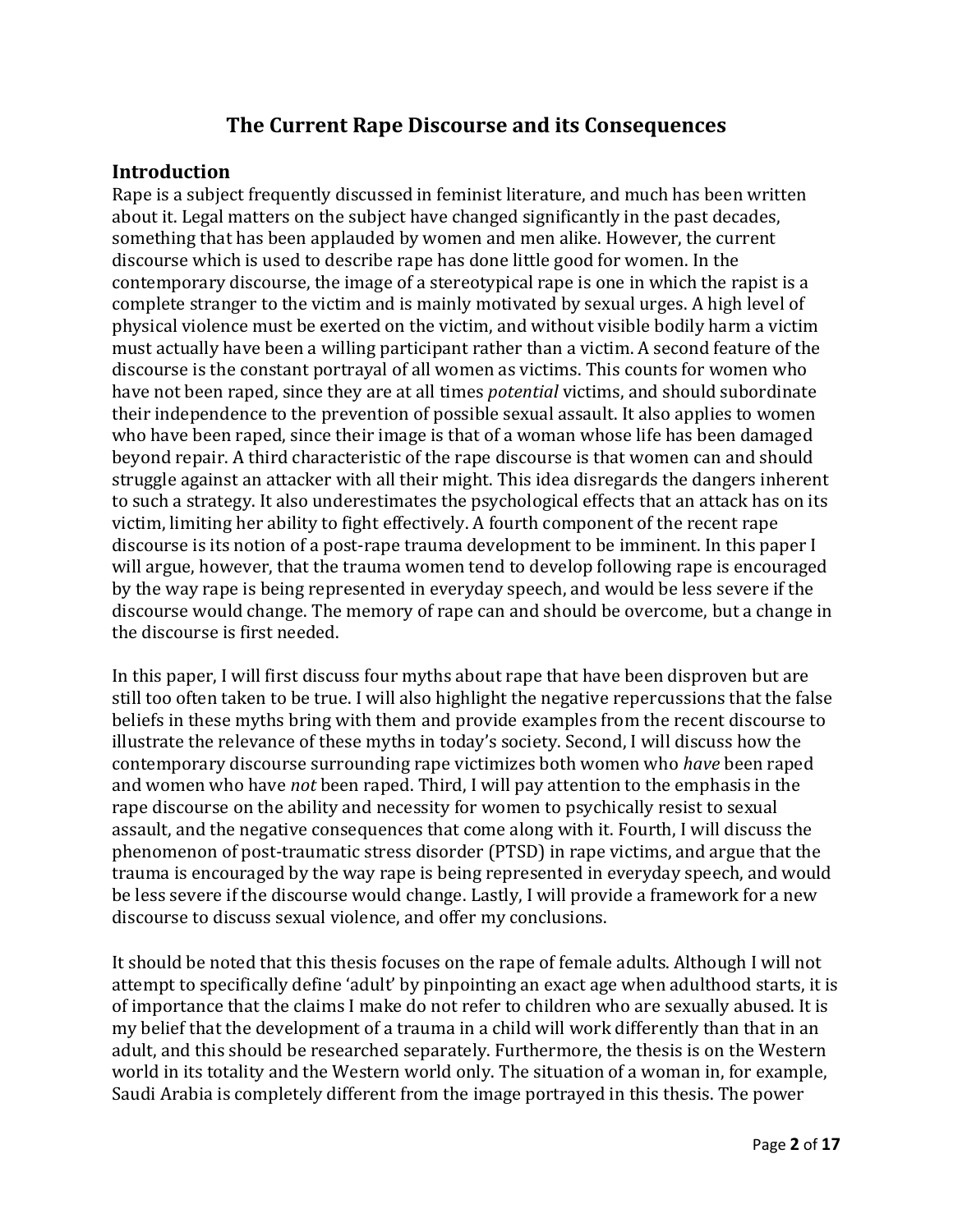# The Current Rape Discourse and its Consequences

## Introduction

Rape is a subject frequently discussed in feminist literature, and much has been written about it. Legal matters on the subject have changed significantly in the past decades, something that has been applauded by women and men alike. However, the current discourse which is used to describe rape has done little good for women. In the contemporary discourse, the image of a stereotypical rape is one in which the rapist is a complete stranger to the victim and is mainly motivated by sexual urges. A high level of physical violence must be exerted on the victim, and without visible bodily harm a victim must actually have been a willing participant rather than a victim. A second feature of the discourse is the constant portrayal of all women as victims. This counts for women who have not been raped, since they are at all times *potential* victims, and should subordinate their independence to the prevention of possible sexual assault. It also applies to women who have been raped, since their image is that of a woman whose life has been damaged beyond repair. A third characteristic of the rape discourse is that women can and should struggle against an attacker with all their might. This idea disregards the dangers inherent to such a strategy. It also underestimates the psychological effects that an attack has on its victim, limiting her ability to fight effectively. A fourth component of the recent rape discourse is its notion of a post-rape trauma development to be imminent. In this paper I will argue, however, that the trauma women tend to develop following rape is encouraged by the way rape is being represented in everyday speech, and would be less severe if the discourse would change. The memory of rape can and should be overcome, but a change in the discourse is first needed.

In this paper, I will first discuss four myths about rape that have been disproven but are still too often taken to be true. I will also highlight the negative repercussions that the false beliefs in these myths bring with them and provide examples from the recent discourse to illustrate the relevance of these myths in today's society. Second, I will discuss how the contemporary discourse surrounding rape victimizes both women who *have* been raped and women who have *not* been raped. Third, I will pay attention to the emphasis in the rape discourse on the ability and necessity for women to psychically resist to sexual assault, and the negative consequences that come along with it. Fourth, I will discuss the phenomenon of post-traumatic stress disorder (PTSD) in rape victims, and argue that the trauma is encouraged by the way rape is being represented in everyday speech, and would be less severe if the discourse would change. Lastly, I will provide a framework for a new discourse to discuss sexual violence, and offer my conclusions.

It should be noted that this thesis focuses on the rape of female adults. Although I will not attempt to specifically define 'adult' by pinpointing an exact age when adulthood starts, it is of importance that the claims I make do not refer to children who are sexually abused. It is my belief that the development of a trauma in a child will work differently than that in an adult, and this should be researched separately. Furthermore, the thesis is on the Western world in its totality and the Western world only. The situation of a woman in, for example, Saudi Arabia is completely different from the image portrayed in this thesis. The power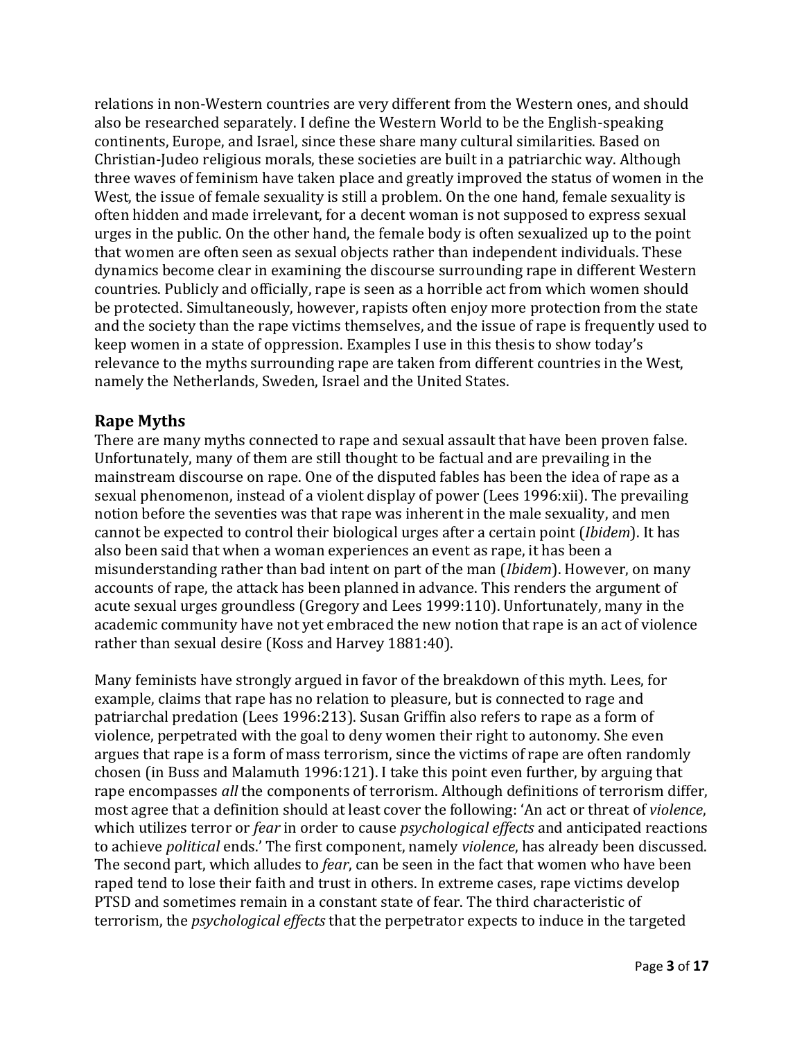relations in non-Western countries are very different from the Western ones, and should also be researched separately. I define the Western World to be the English-speaking continents, Europe, and Israel, since these share many cultural similarities. Based on Christian-Judeo religious morals, these societies are built in a patriarchic way. Although three waves of feminism have taken place and greatly improved the status of women in the West, the issue of female sexuality is still a problem. On the one hand, female sexuality is often hidden and made irrelevant, for a decent woman is not supposed to express sexual urges in the public. On the other hand, the female body is often sexualized up to the point that women are often seen as sexual objects rather than independent individuals. These dynamics become clear in examining the discourse surrounding rape in different Western countries. Publicly and officially, rape is seen as a horrible act from which women should be protected. Simultaneously, however, rapists often enjoy more protection from the state and the society than the rape victims themselves, and the issue of rape is frequently used to keep women in a state of oppression. Examples I use in this thesis to show today's relevance to the myths surrounding rape are taken from different countries in the West, namely the Netherlands, Sweden, Israel and the United States.

## Rape Myths

There are many myths connected to rape and sexual assault that have been proven false. Unfortunately, many of them are still thought to be factual and are prevailing in the mainstream discourse on rape. One of the disputed fables has been the idea of rape as a sexual phenomenon, instead of a violent display of power (Lees 1996:xii). The prevailing notion before the seventies was that rape was inherent in the male sexuality, and men cannot be expected to control their biological urges after a certain point (*Ibidem*). It has also been said that when a woman experiences an event as rape, it has been a misunderstanding rather than bad intent on part of the man (*Ibidem*). However, on many accounts of rape, the attack has been planned in advance. This renders the argument of acute sexual urges groundless (Gregory and Lees 1999:110). Unfortunately, many in the academic community have not yet embraced the new notion that rape is an act of violence rather than sexual desire (Koss and Harvey 1881:40).

Many feminists have strongly argued in favor of the breakdown of this myth. Lees, for example, claims that rape has no relation to pleasure, but is connected to rage and patriarchal predation (Lees 1996:213). Susan Griffin also refers to rape as a form of violence, perpetrated with the goal to deny women their right to autonomy. She even argues that rape is a form of mass terrorism, since the victims of rape are often randomly chosen (in Buss and Malamuth 1996:121). I take this point even further, by arguing that rape encompasses *all* the components of terrorism. Although definitions of terrorism differ, most agree that a definition should at least cover the following: 'An act or threat of *violence*, which utilizes terror or *fear* in order to cause *psychological effects* and anticipated reactions to achieve *political* ends.' The first component, namely *violence*, has already been discussed. The second part, which alludes to *fear*, can be seen in the fact that women who have been raped tend to lose their faith and trust in others. In extreme cases, rape victims develop PTSD and sometimes remain in a constant state of fear. The third characteristic of terrorism, the *psychological effects* that the perpetrator expects to induce in the targeted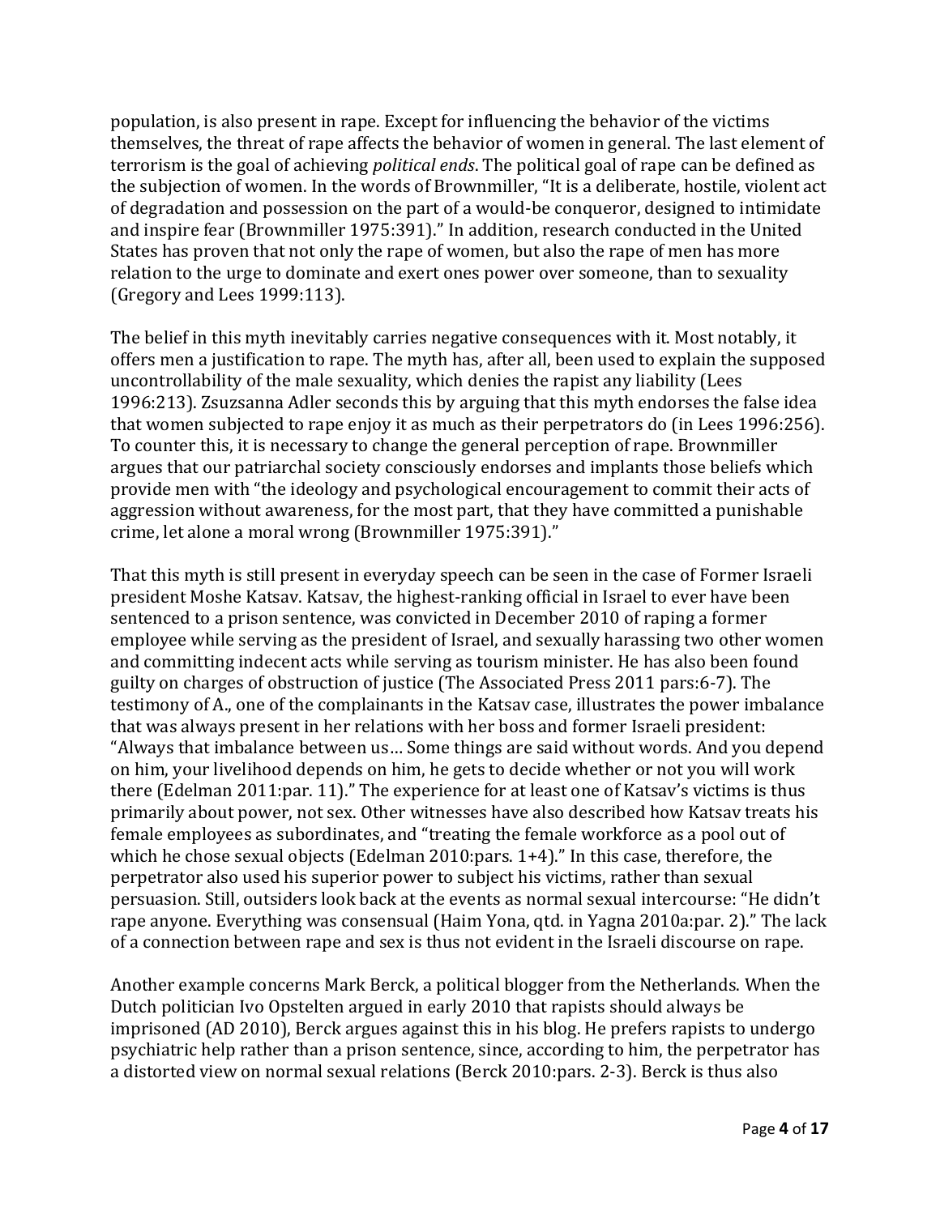population, is also present in rape. Except for influencing the behavior of the victims themselves, the threat of rape affects the behavior of women in general. The last element of terrorism is the goal of achieving *political ends*. The political goal of rape can be defined as the subjection of women. In the words of Brownmiller, "It is a deliberate, hostile, violent act of degradation and possession on the part of a would-be conqueror, designed to intimidate and inspire fear (Brownmiller 1975:391)." In addition, research conducted in the United States has proven that not only the rape of women, but also the rape of men has more relation to the urge to dominate and exert ones power over someone, than to sexuality (Gregory and Lees 1999:113).

The belief in this myth inevitably carries negative consequences with it. Most notably, it offers men a justification to rape. The myth has, after all, been used to explain the supposed uncontrollability of the male sexuality, which denies the rapist any liability (Lees 1996:213). Zsuzsanna Adler seconds this by arguing that this myth endorses the false idea that women subjected to rape enjoy it as much as their perpetrators do (in Lees 1996:256). To counter this, it is necessary to change the general perception of rape. Brownmiller argues that our patriarchal society consciously endorses and implants those beliefs which provide men with "the ideology and psychological encouragement to commit their acts of aggression without awareness, for the most part, that they have committed a punishable crime, let alone a moral wrong (Brownmiller 1975:391)."

That this myth is still present in everyday speech can be seen in the case of Former Israeli president Moshe Katsav. Katsav, the highest-ranking official in Israel to ever have been sentenced to a prison sentence, was convicted in December 2010 of raping a former employee while serving as the president of Israel, and sexually harassing two other women and committing indecent acts while serving as tourism minister. He has also been found guilty on charges of obstruction of justice (The Associated Press 2011 pars:6-7). The testimony of A., one of the complainants in the Katsav case, illustrates the power imbalance that was always present in her relations with her boss and former Israeli president: "Always that imbalance between us… Some things are said without words. And you depend on him, your livelihood depends on him, he gets to decide whether or not you will work there (Edelman 2011:par. 11)." The experience for at least one of Katsav's victims is thus primarily about power, not sex. Other witnesses have also described how Katsav treats his female employees as subordinates, and "treating the female workforce as a pool out of which he chose sexual objects (Edelman 2010:pars. 1+4)." In this case, therefore, the perpetrator also used his superior power to subject his victims, rather than sexual persuasion. Still, outsiders look back at the events as normal sexual intercourse: "He didn't rape anyone. Everything was consensual (Haim Yona, qtd. in Yagna 2010a:par. 2)." The lack of a connection between rape and sex is thus not evident in the Israeli discourse on rape.

Another example concerns Mark Berck, a political blogger from the Netherlands. When the Dutch politician Ivo Opstelten argued in early 2010 that rapists should always be imprisoned (AD 2010), Berck argues against this in his blog. He prefers rapists to undergo psychiatric help rather than a prison sentence, since, according to him, the perpetrator has a distorted view on normal sexual relations (Berck 2010:pars. 2-3). Berck is thus also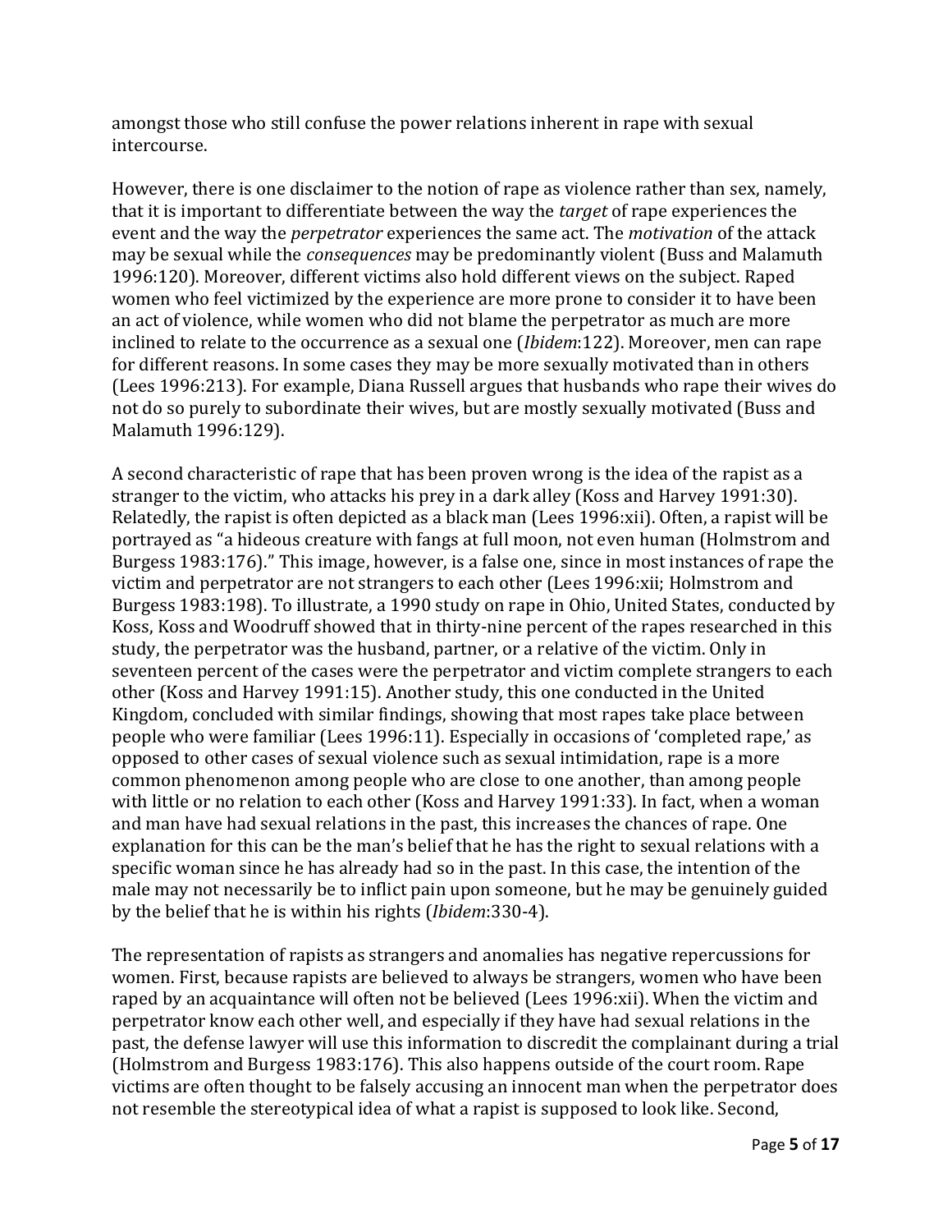amongst those who still confuse the power relations inherent in rape with sexual intercourse.

However, there is one disclaimer to the notion of rape as violence rather than sex, namely, that it is important to differentiate between the way the *target* of rape experiences the event and the way the *perpetrator* experiences the same act. The *motivation* of the attack may be sexual while the *consequences* may be predominantly violent (Buss and Malamuth 1996:120). Moreover, different victims also hold different views on the subject. Raped women who feel victimized by the experience are more prone to consider it to have been an act of violence, while women who did not blame the perpetrator as much are more inclined to relate to the occurrence as a sexual one (*Ibidem*:122). Moreover, men can rape for different reasons. In some cases they may be more sexually motivated than in others (Lees 1996:213). For example, Diana Russell argues that husbands who rape their wives do not do so purely to subordinate their wives, but are mostly sexually motivated (Buss and Malamuth 1996:129).

A second characteristic of rape that has been proven wrong is the idea of the rapist as a stranger to the victim, who attacks his prey in a dark alley (Koss and Harvey 1991:30). Relatedly, the rapist is often depicted as a black man (Lees 1996:xii). Often, a rapist will be portrayed as "a hideous creature with fangs at full moon, not even human (Holmstrom and Burgess 1983:176)." This image, however, is a false one, since in most instances of rape the victim and perpetrator are not strangers to each other (Lees 1996:xii; Holmstrom and Burgess 1983:198). To illustrate, a 1990 study on rape in Ohio, United States, conducted by Koss, Koss and Woodruff showed that in thirty-nine percent of the rapes researched in this study, the perpetrator was the husband, partner, or a relative of the victim. Only in seventeen percent of the cases were the perpetrator and victim complete strangers to each other (Koss and Harvey 1991:15). Another study, this one conducted in the United Kingdom, concluded with similar findings, showing that most rapes take place between people who were familiar (Lees 1996:11). Especially in occasions of 'completed rape,' as opposed to other cases of sexual violence such as sexual intimidation, rape is a more common phenomenon among people who are close to one another, than among people with little or no relation to each other (Koss and Harvey 1991:33). In fact, when a woman and man have had sexual relations in the past, this increases the chances of rape. One explanation for this can be the man's belief that he has the right to sexual relations with a specific woman since he has already had so in the past. In this case, the intention of the male may not necessarily be to inflict pain upon someone, but he may be genuinely guided by the belief that he is within his rights (*Ibidem*:330-4).

The representation of rapists as strangers and anomalies has negative repercussions for women. First, because rapists are believed to always be strangers, women who have been raped by an acquaintance will often not be believed (Lees 1996:xii). When the victim and perpetrator know each other well, and especially if they have had sexual relations in the past, the defense lawyer will use this information to discredit the complainant during a trial (Holmstrom and Burgess 1983:176). This also happens outside of the court room. Rape victims are often thought to be falsely accusing an innocent man when the perpetrator does not resemble the stereotypical idea of what a rapist is supposed to look like. Second,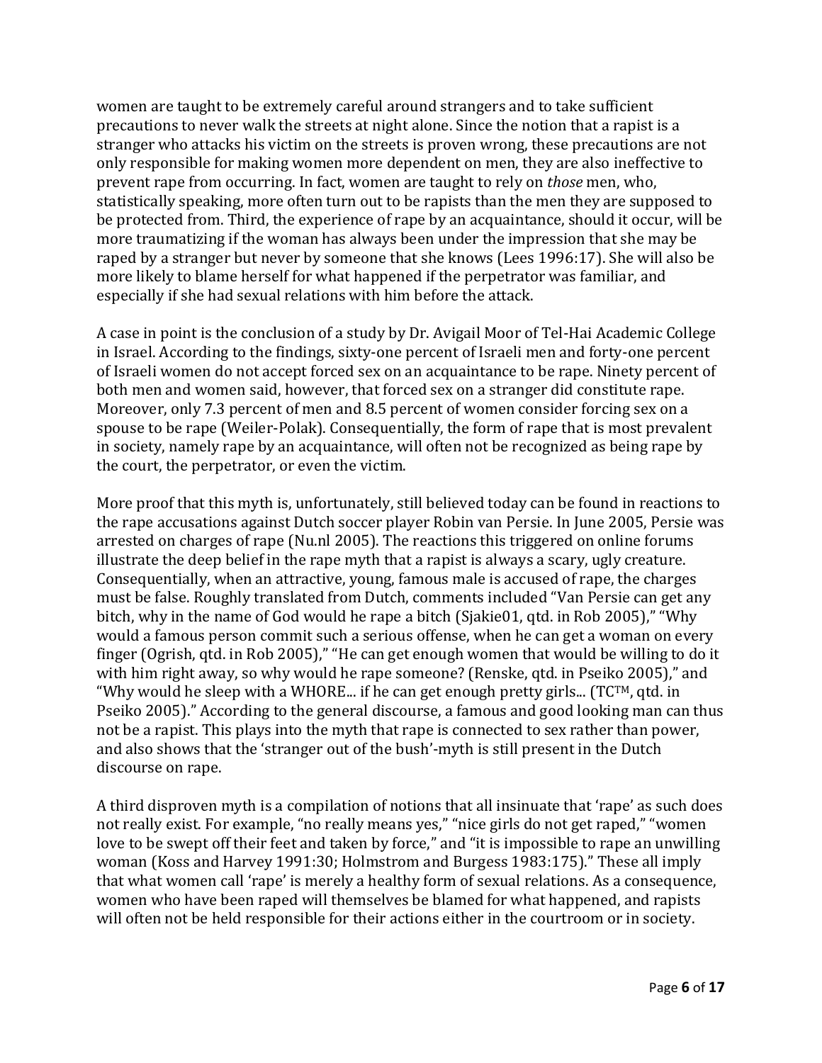women are taught to be extremely careful around strangers and to take sufficient precautions to never walk the streets at night alone. Since the notion that a rapist is a stranger who attacks his victim on the streets is proven wrong, these precautions are not only responsible for making women more dependent on men, they are also ineffective to prevent rape from occurring. In fact, women are taught to rely on *those* men, who, statistically speaking, more often turn out to be rapists than the men they are supposed to be protected from. Third, the experience of rape by an acquaintance, should it occur, will be more traumatizing if the woman has always been under the impression that she may be raped by a stranger but never by someone that she knows (Lees 1996:17). She will also be more likely to blame herself for what happened if the perpetrator was familiar, and especially if she had sexual relations with him before the attack.

A case in point is the conclusion of a study by Dr. Avigail Moor of Tel-Hai Academic College in Israel. According to the findings, sixty-one percent of Israeli men and forty-one percent of Israeli women do not accept forced sex on an acquaintance to be rape. Ninety percent of both men and women said, however, that forced sex on a stranger did constitute rape. Moreover, only 7.3 percent of men and 8.5 percent of women consider forcing sex on a spouse to be rape (Weiler-Polak). Consequentially, the form of rape that is most prevalent in society, namely rape by an acquaintance, will often not be recognized as being rape by the court, the perpetrator, or even the victim.

More proof that this myth is, unfortunately, still believed today can be found in reactions to the rape accusations against Dutch soccer player Robin van Persie. In June 2005, Persie was arrested on charges of rape (Nu.nl 2005). The reactions this triggered on online forums illustrate the deep belief in the rape myth that a rapist is always a scary, ugly creature. Consequentially, when an attractive, young, famous male is accused of rape, the charges must be false. Roughly translated from Dutch, comments included "Van Persie can get any bitch, why in the name of God would he rape a bitch (Sjakie01, qtd. in Rob 2005)," "Why would a famous person commit such a serious offense, when he can get a woman on every finger (Ogrish, qtd. in Rob 2005)," "He can get enough women that would be willing to do it with him right away, so why would he rape someone? (Renske, qtd. in Pseiko 2005)," and "Why would he sleep with a WHORE... if he can get enough pretty girls... (TC™, qtd. in Pseiko 2005)." According to the general discourse, a famous and good looking man can thus not be a rapist. This plays into the myth that rape is connected to sex rather than power, and also shows that the 'stranger out of the bush'-myth is still present in the Dutch discourse on rape.

A third disproven myth is a compilation of notions that all insinuate that 'rape' as such does not really exist. For example, "no really means yes," "nice girls do not get raped," "women love to be swept off their feet and taken by force," and "it is impossible to rape an unwilling woman (Koss and Harvey 1991:30; Holmstrom and Burgess 1983:175)." These all imply that what women call 'rape' is merely a healthy form of sexual relations. As a consequence, women who have been raped will themselves be blamed for what happened, and rapists will often not be held responsible for their actions either in the courtroom or in society.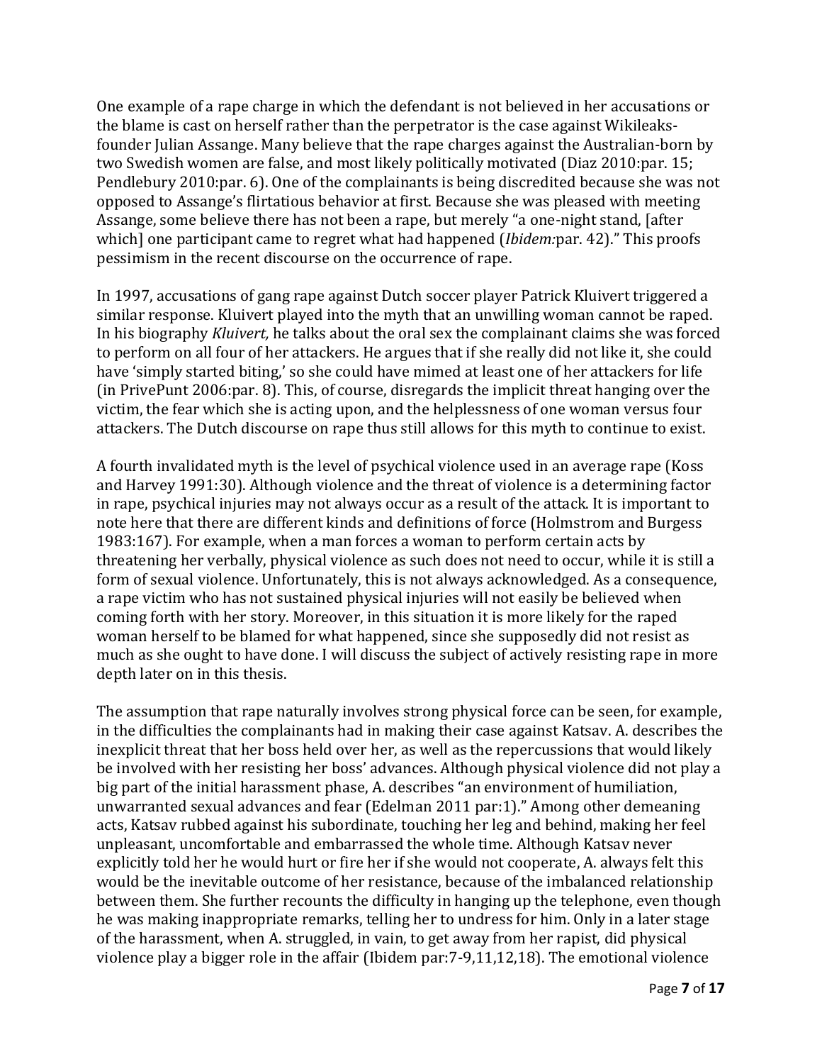One example of a rape charge in which the defendant is not believed in her accusations or the blame is cast on herself rather than the perpetrator is the case against Wikileaks-founder Julian Assange. Many believe that the rape charges against the Australian-born by two Swedish women are false, and most likely politically motivated (Diaz 2010:par. 15; Pendlebury 2010:par. 6). One of the complainants is being discredited because she was not opposed to Assange's flirtatious behavior at first. Because she was pleased with meeting Assange, some believe there has not been a rape, but merely "a one-night stand, [after which] one participant came to regret what had happened (*Ibidem:*par. 42)." This proofs pessimism in the recent discourse on the occurrence of rape.

In 1997, accusations of gang rape against Dutch soccer player Patrick Kluivert triggered a similar response. Kluivert played into the myth that an unwilling woman cannot be raped. In his biography *Kluivert,* he talks about the oral sex the complainant claims she was forced to perform on all four of her attackers. He argues that if she really did not like it, she could have 'simply started biting,' so she could have mimed at least one of her attackers for life (in PrivePunt 2006:par. 8). This, of course, disregards the implicit threat hanging over the victim, the fear which she is acting upon, and the helplessness of one woman versus four attackers. The Dutch discourse on rape thus still allows for this myth to continue to exist.

A fourth invalidated myth is the level of psychical violence used in an average rape (Koss and Harvey 1991:30). Although violence and the threat of violence is a determining factor in rape, psychical injuries may not always occur as a result of the attack. It is important to note here that there are different kinds and definitions of force (Holmstrom and Burgess 1983:167). For example, when a man forces a woman to perform certain acts by threatening her verbally, physical violence as such does not need to occur, while it is still a form of sexual violence. Unfortunately, this is not always acknowledged. As a consequence, a rape victim who has not sustained physical injuries will not easily be believed when coming forth with her story. Moreover, in this situation it is more likely for the raped woman herself to be blamed for what happened, since she supposedly did not resist as much as she ought to have done. I will discuss the subject of actively resisting rape in more depth later on in this thesis.

The assumption that rape naturally involves strong physical force can be seen, for example, in the difficulties the complainants had in making their case against Katsav. A. describes the inexplicit threat that her boss held over her, as well as the repercussions that would likely be involved with her resisting her boss' advances. Although physical violence did not play a big part of the initial harassment phase, A. describes "an environment of humiliation, unwarranted sexual advances and fear (Edelman 2011 par:1)." Among other demeaning acts, Katsav rubbed against his subordinate, touching her leg and behind, making her feel unpleasant, uncomfortable and embarrassed the whole time. Although Katsav never explicitly told her he would hurt or fire her if she would not cooperate, A. always felt this would be the inevitable outcome of her resistance, because of the imbalanced relationship between them. She further recounts the difficulty in hanging up the telephone, even though he was making inappropriate remarks, telling her to undress for him. Only in a later stage of the harassment, when A. struggled, in vain, to get away from her rapist, did physical violence play a bigger role in the affair (Ibidem par:7-9,11,12,18). The emotional violence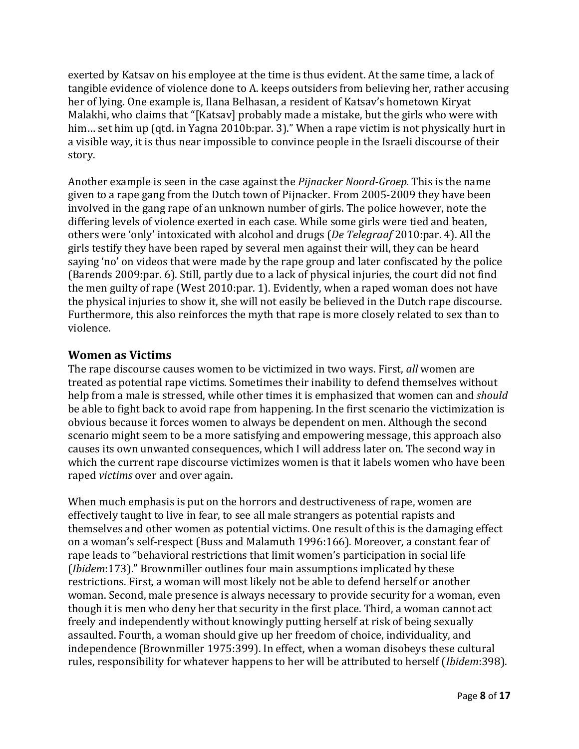exerted by Katsav on his employee at the time is thus evident. At the same time, a lack of tangible evidence of violence done to A. keeps outsiders from believing her, rather accusing her of lying. One example is, Ilana Belhasan, a resident of Katsav's hometown Kiryat Malakhi, who claims that "[Katsav] probably made a mistake, but the girls who were with him… set him up (qtd. in Yagna 2010b:par. 3)." When a rape victim is not physically hurt in a visible way, it is thus near impossible to convince people in the Israeli discourse of their story.

Another example is seen in the case against the *Pijnacker Noord-Groep.* This is the name given to a rape gang from the Dutch town of Pijnacker. From 2005-2009 they have been involved in the gang rape of an unknown number of girls. The police however, note the differing levels of violence exerted in each case. While some girls were tied and beaten, others were 'only' intoxicated with alcohol and drugs (*De Telegraaf* 2010:par. 4). All the girls testify they have been raped by several men against their will, they can be heard saying 'no' on videos that were made by the rape group and later confiscated by the police (Barends 2009:par. 6). Still, partly due to a lack of physical injuries, the court did not find the men guilty of rape (West 2010:par. 1). Evidently, when a raped woman does not have the physical injuries to show it, she will not easily be believed in the Dutch rape discourse. Furthermore, this also reinforces the myth that rape is more closely related to sex than to violence.

## Women as Victims

The rape discourse causes women to be victimized in two ways. First, *all* women are treated as potential rape victims. Sometimes their inability to defend themselves without help from a male is stressed, while other times it is emphasized that women can and *should* be able to fight back to avoid rape from happening. In the first scenario the victimization is obvious because it forces women to always be dependent on men. Although the second scenario might seem to be a more satisfying and empowering message, this approach also causes its own unwanted consequences, which I will address later on. The second way in which the current rape discourse victimizes women is that it labels women who have been raped *victims* over and over again.

When much emphasis is put on the horrors and destructiveness of rape, women are effectively taught to live in fear, to see all male strangers as potential rapists and themselves and other women as potential victims. One result of this is the damaging effect on a woman's self-respect (Buss and Malamuth 1996:166). Moreover, a constant fear of rape leads to "behavioral restrictions that limit women's participation in social life (*Ibidem*:173)." Brownmiller outlines four main assumptions implicated by these restrictions. First, a woman will most likely not be able to defend herself or another woman. Second, male presence is always necessary to provide security for a woman, even though it is men who deny her that security in the first place. Third, a woman cannot act freely and independently without knowingly putting herself at risk of being sexually assaulted. Fourth, a woman should give up her freedom of choice, individuality, and independence (Brownmiller 1975:399). In effect, when a woman disobeys these cultural rules, responsibility for whatever happens to her will be attributed to herself (*Ibidem*:398).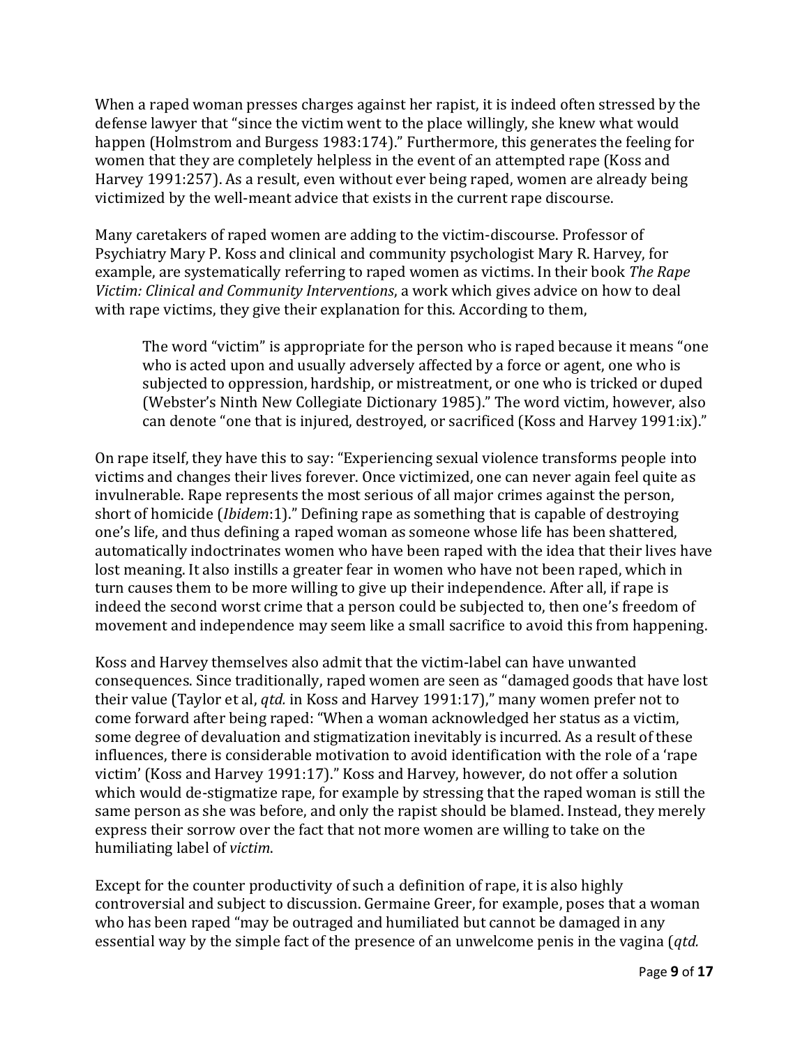When a raped woman presses charges against her rapist, it is indeed often stressed by the defense lawyer that "since the victim went to the place willingly, she knew what would happen (Holmstrom and Burgess 1983:174)." Furthermore, this generates the feeling for women that they are completely helpless in the event of an attempted rape (Koss and Harvey 1991:257). As a result, even without ever being raped, women are already being victimized by the well-meant advice that exists in the current rape discourse.

Many caretakers of raped women are adding to the victim-discourse. Professor of Psychiatry Mary P. Koss and clinical and community psychologist Mary R. Harvey, for example, are systematically referring to raped women as victims. In their book *The Rape Victim: Clinical and Community Interventions*, a work which gives advice on how to deal with rape victims, they give their explanation for this. According to them,

> The word "victim" is appropriate for the person who is raped because it means "one who is acted upon and usually adversely affected by a force or agent, one who is subjected to oppression, hardship, or mistreatment, or one who is tricked or duped (Webster's Ninth New Collegiate Dictionary 1985)." The word victim, however, also can denote "one that is injured, destroyed, or sacrificed (Koss and Harvey 1991:ix)."

On rape itself, they have this to say: "Experiencing sexual violence transforms people into victims and changes their lives forever. Once victimized, one can never again feel quite as invulnerable. Rape represents the most serious of all major crimes against the person, short of homicide (*Ibidem*:1)." Defining rape as something that is capable of destroying one's life, and thus defining a raped woman as someone whose life has been shattered, automatically indoctrinates women who have been raped with the idea that their lives have lost meaning. It also instills a greater fear in women who have not been raped, which in turn causes them to be more willing to give up their independence. After all, if rape is indeed the second worst crime that a person could be subjected to, then one's freedom of movement and independence may seem like a small sacrifice to avoid this from happening.

Koss and Harvey themselves also admit that the victim-label can have unwanted consequences. Since traditionally, raped women are seen as "damaged goods that have lost their value (Taylor et al, *qtd.* in Koss and Harvey 1991:17)," many women prefer not to come forward after being raped: "When a woman acknowledged her status as a victim, some degree of devaluation and stigmatization inevitably is incurred. As a result of these influences, there is considerable motivation to avoid identification with the role of a 'rape victim' (Koss and Harvey 1991:17)." Koss and Harvey, however, do not offer a solution which would de-stigmatize rape, for example by stressing that the raped woman is still the same person as she was before, and only the rapist should be blamed. Instead, they merely express their sorrow over the fact that not more women are willing to take on the humiliating label of *victim*.

Except for the counter productivity of such a definition of rape, it is also highly controversial and subject to discussion. Germaine Greer, for example, poses that a woman who has been raped "may be outraged and humiliated but cannot be damaged in any essential way by the simple fact of the presence of an unwelcome penis in the vagina (*qtd.*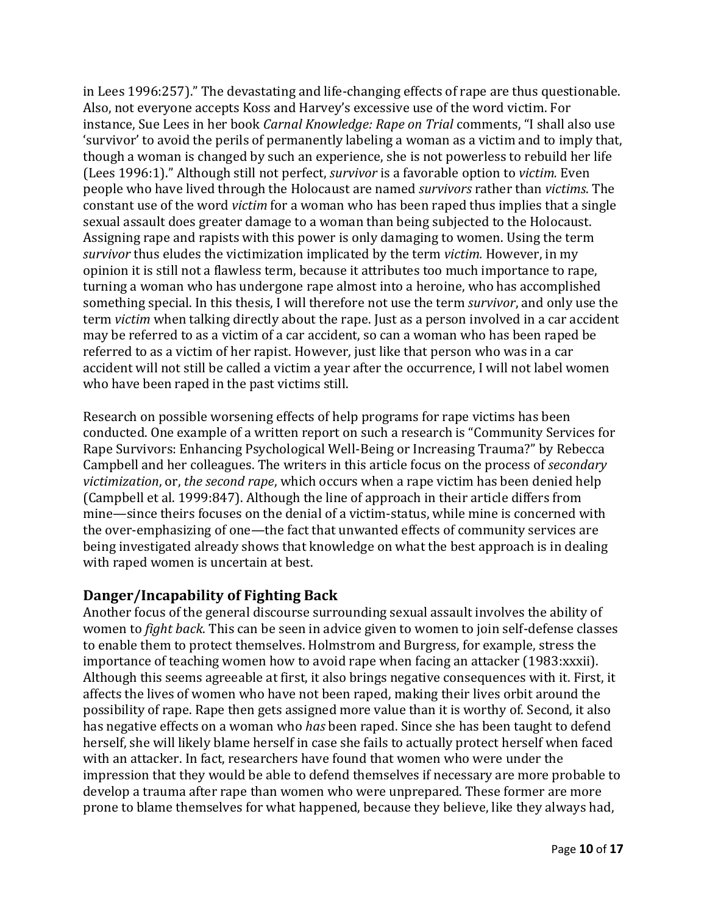in Lees 1996:257)." The devastating and life-changing effects of rape are thus questionable. Also, not everyone accepts Koss and Harvey's excessive use of the word victim. For instance, Sue Lees in her book *Carnal Knowledge: Rape on Trial* comments, "I shall also use 'survivor' to avoid the perils of permanently labeling a woman as a victim and to imply that, though a woman is changed by such an experience, she is not powerless to rebuild her life (Lees 1996:1)." Although still not perfect, *survivor* is a favorable option to *victim.* Even people who have lived through the Holocaust are named *survivors* rather than *victims*. The constant use of the word *victim* for a woman who has been raped thus implies that a single sexual assault does greater damage to a woman than being subjected to the Holocaust. Assigning rape and rapists with this power is only damaging to women. Using the term *survivor* thus eludes the victimization implicated by the term *victim.* However, in my opinion it is still not a flawless term, because it attributes too much importance to rape, turning a woman who has undergone rape almost into a heroine, who has accomplished something special. In this thesis, I will therefore not use the term *survivor*, and only use the term *victim* when talking directly about the rape. Just as a person involved in a car accident may be referred to as a victim of a car accident, so can a woman who has been raped be referred to as a victim of her rapist. However, just like that person who was in a car accident will not still be called a victim a year after the occurrence, I will not label women who have been raped in the past victims still.

Research on possible worsening effects of help programs for rape victims has been conducted. One example of a written report on such a research is "Community Services for Rape Survivors: Enhancing Psychological Well-Being or Increasing Trauma?" by Rebecca Campbell and her colleagues. The writers in this article focus on the process of *secondary victimization*, or, *the second rape*, which occurs when a rape victim has been denied help (Campbell et al. 1999:847). Although the line of approach in their article differs from mine—since theirs focuses on the denial of a victim-status, while mine is concerned with the over-emphasizing of one—the fact that unwanted effects of community services are being investigated already shows that knowledge on what the best approach is in dealing with raped women is uncertain at best.

## Danger/Incapability of Fighting Back

Another focus of the general discourse surrounding sexual assault involves the ability of women to *fight back*. This can be seen in advice given to women to join self-defense classes to enable them to protect themselves. Holmstrom and Burgress, for example, stress the importance of teaching women how to avoid rape when facing an attacker (1983:xxxii). Although this seems agreeable at first, it also brings negative consequences with it. First, it affects the lives of women who have not been raped, making their lives orbit around the possibility of rape. Rape then gets assigned more value than it is worthy of. Second, it also has negative effects on a woman who *has* been raped. Since she has been taught to defend herself, she will likely blame herself in case she fails to actually protect herself when faced with an attacker. In fact, researchers have found that women who were under the impression that they would be able to defend themselves if necessary are more probable to develop a trauma after rape than women who were unprepared. These former are more prone to blame themselves for what happened, because they believe, like they always had,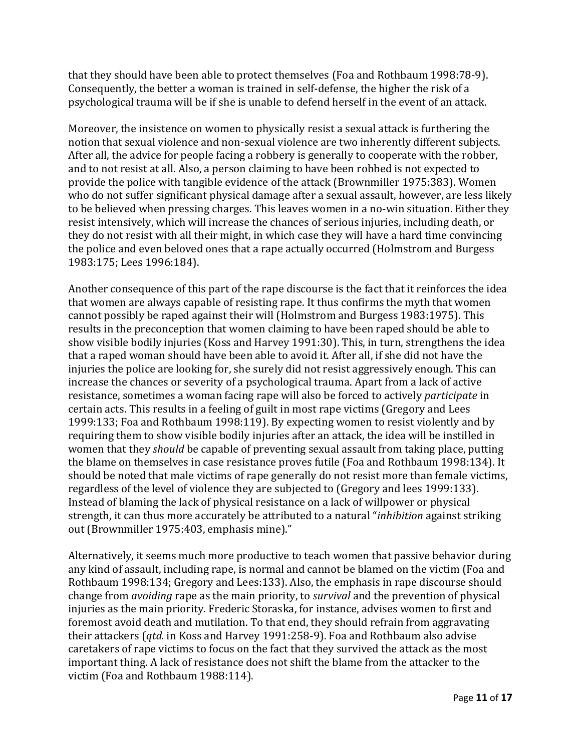that they should have been able to protect themselves (Foa and Rothbaum 1998:78-9). Consequently, the better a woman is trained in self-defense, the higher the risk of a psychological trauma will be if she is unable to defend herself in the event of an attack.

Moreover, the insistence on women to physically resist a sexual attack is furthering the notion that sexual violence and non-sexual violence are two inherently different subjects. After all, the advice for people facing a robbery is generally to cooperate with the robber, and to not resist at all. Also, a person claiming to have been robbed is not expected to provide the police with tangible evidence of the attack (Brownmiller 1975:383). Women who do not suffer significant physical damage after a sexual assault, however, are less likely to be believed when pressing charges. This leaves women in a no-win situation. Either they resist intensively, which will increase the chances of serious injuries, including death, or they do not resist with all their might, in which case they will have a hard time convincing the police and even beloved ones that a rape actually occurred (Holmstrom and Burgess 1983:175; Lees 1996:184).

Another consequence of this part of the rape discourse is the fact that it reinforces the idea that women are always capable of resisting rape. It thus confirms the myth that women cannot possibly be raped against their will (Holmstrom and Burgess 1983:1975). This results in the preconception that women claiming to have been raped should be able to show visible bodily injuries (Koss and Harvey 1991:30). This, in turn, strengthens the idea that a raped woman should have been able to avoid it. After all, if she did not have the injuries the police are looking for, she surely did not resist aggressively enough. This can increase the chances or severity of a psychological trauma. Apart from a lack of active resistance, sometimes a woman facing rape will also be forced to actively *participate* in certain acts. This results in a feeling of guilt in most rape victims (Gregory and Lees 1999:133; Foa and Rothbaum 1998:119). By expecting women to resist violently and by requiring them to show visible bodily injuries after an attack, the idea will be instilled in women that they *should* be capable of preventing sexual assault from taking place, putting the blame on themselves in case resistance proves futile (Foa and Rothbaum 1998:134). It should be noted that male victims of rape generally do not resist more than female victims, regardless of the level of violence they are subjected to (Gregory and lees 1999:133). Instead of blaming the lack of physical resistance on a lack of willpower or physical strength, it can thus more accurately be attributed to a natural "*inhibition* against striking out (Brownmiller 1975:403, emphasis mine)."

Alternatively, it seems much more productive to teach women that passive behavior during any kind of assault, including rape, is normal and cannot be blamed on the victim (Foa and Rothbaum 1998:134; Gregory and Lees:133). Also, the emphasis in rape discourse should change from *avoiding* rape as the main priority, to *survival* and the prevention of physical injuries as the main priority. Frederic Storaska, for instance, advises women to first and foremost avoid death and mutilation. To that end, they should refrain from aggravating their attackers (*qtd.* in Koss and Harvey 1991:258-9). Foa and Rothbaum also advise caretakers of rape victims to focus on the fact that they survived the attack as the most important thing. A lack of resistance does not shift the blame from the attacker to the victim (Foa and Rothbaum 1988:114).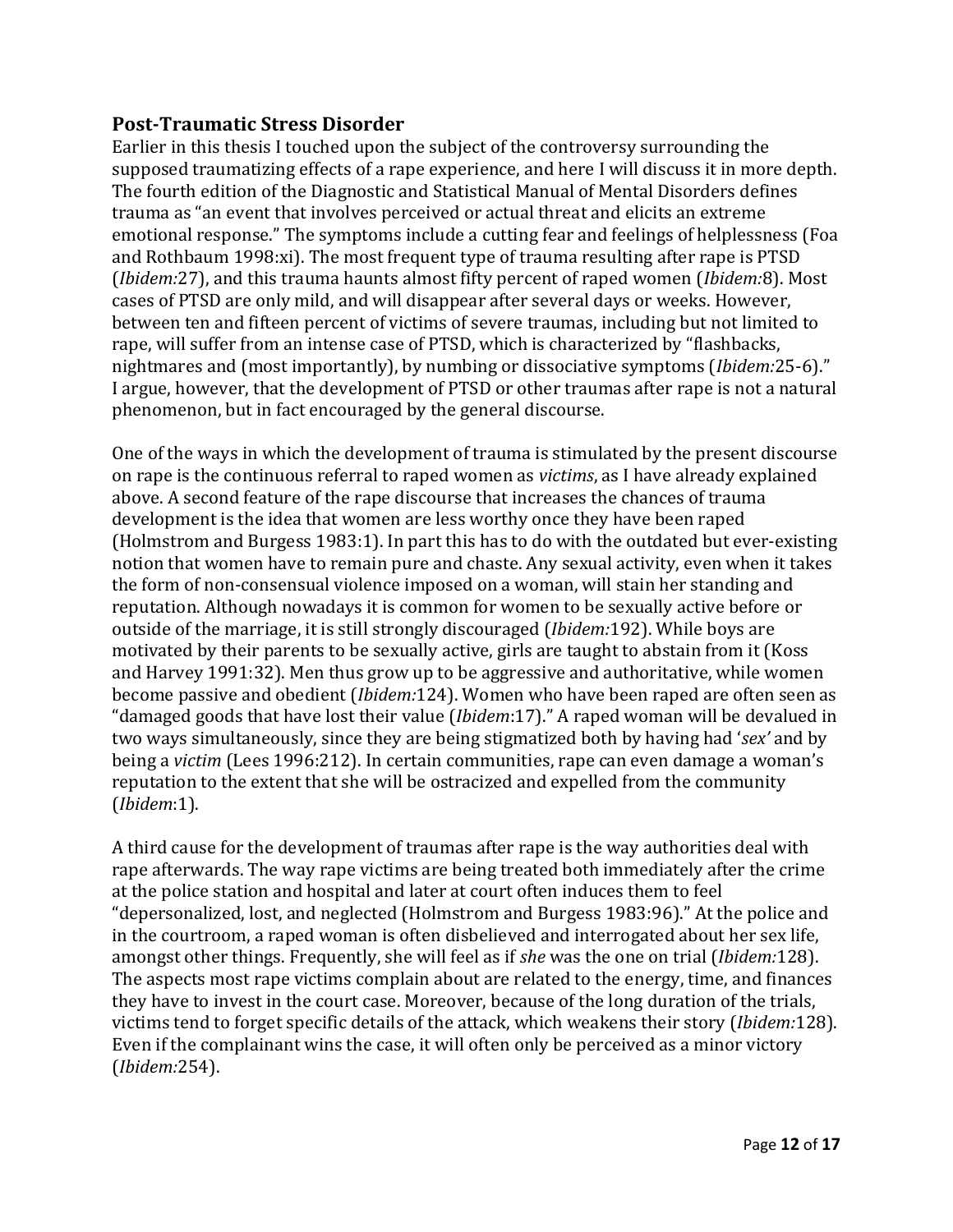## Post-Traumatic Stress Disorder

Earlier in this thesis I touched upon the subject of the controversy surrounding the supposed traumatizing effects of a rape experience, and here I will discuss it in more depth. The fourth edition of the Diagnostic and Statistical Manual of Mental Disorders defines trauma as "an event that involves perceived or actual threat and elicits an extreme emotional response." The symptoms include a cutting fear and feelings of helplessness (Foa and Rothbaum 1998:xi). The most frequent type of trauma resulting after rape is PTSD (*Ibidem:*27), and this trauma haunts almost fifty percent of raped women (*Ibidem:*8). Most cases of PTSD are only mild, and will disappear after several days or weeks. However, between ten and fifteen percent of victims of severe traumas, including but not limited to rape, will suffer from an intense case of PTSD, which is characterized by "flashbacks, nightmares and (most importantly), by numbing or dissociative symptoms (*Ibidem:*25-6)." I argue, however, that the development of PTSD or other traumas after rape is not a natural phenomenon, but in fact encouraged by the general discourse.

One of the ways in which the development of trauma is stimulated by the present discourse on rape is the continuous referral to raped women as *victims*, as I have already explained above. A second feature of the rape discourse that increases the chances of trauma development is the idea that women are less worthy once they have been raped (Holmstrom and Burgess 1983:1). In part this has to do with the outdated but ever-existing notion that women have to remain pure and chaste. Any sexual activity, even when it takes the form of non-consensual violence imposed on a woman, will stain her standing and reputation. Although nowadays it is common for women to be sexually active before or outside of the marriage, it is still strongly discouraged (*Ibidem:*192). While boys are motivated by their parents to be sexually active, girls are taught to abstain from it (Koss and Harvey 1991:32). Men thus grow up to be aggressive and authoritative, while women become passive and obedient (*Ibidem:*124). Women who have been raped are often seen as "damaged goods that have lost their value (*Ibidem*:17)." A raped woman will be devalued in two ways simultaneously, since they are being stigmatized both by having had '*sex'* and by being a *victim* (Lees 1996:212). In certain communities, rape can even damage a woman's reputation to the extent that she will be ostracized and expelled from the community (*Ibidem*:1).

A third cause for the development of traumas after rape is the way authorities deal with rape afterwards. The way rape victims are being treated both immediately after the crime at the police station and hospital and later at court often induces them to feel "depersonalized, lost, and neglected (Holmstrom and Burgess 1983:96)." At the police and in the courtroom, a raped woman is often disbelieved and interrogated about her sex life, amongst other things. Frequently, she will feel as if *she* was the one on trial (*Ibidem:*128). The aspects most rape victims complain about are related to the energy, time, and finances they have to invest in the court case. Moreover, because of the long duration of the trials, victims tend to forget specific details of the attack, which weakens their story (*Ibidem:*128). Even if the complainant wins the case, it will often only be perceived as a minor victory (*Ibidem:*254).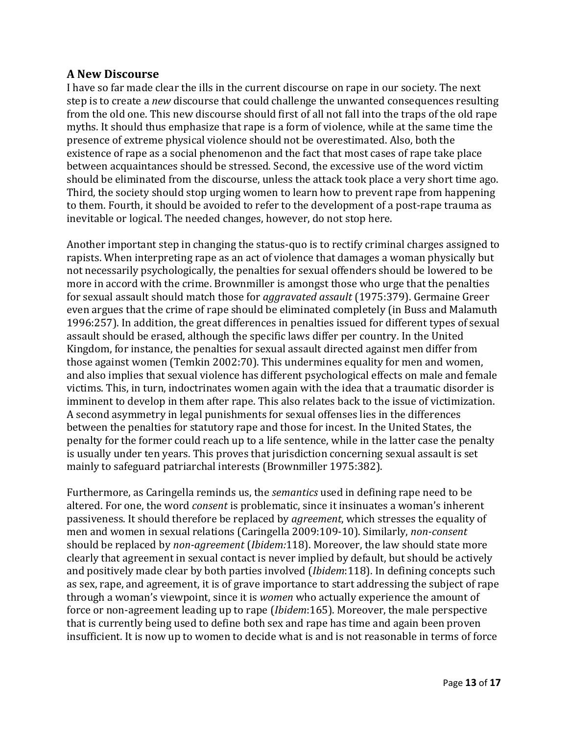## A New Discourse

I have so far made clear the ills in the current discourse on rape in our society. The next step is to create a *new* discourse that could challenge the unwanted consequences resulting from the old one. This new discourse should first of all not fall into the traps of the old rape myths. It should thus emphasize that rape is a form of violence, while at the same time the presence of extreme physical violence should not be overestimated. Also, both the existence of rape as a social phenomenon and the fact that most cases of rape take place between acquaintances should be stressed. Second, the excessive use of the word victim should be eliminated from the discourse, unless the attack took place a very short time ago. Third, the society should stop urging women to learn how to prevent rape from happening to them. Fourth, it should be avoided to refer to the development of a post-rape trauma as inevitable or logical. The needed changes, however, do not stop here.

Another important step in changing the status-quo is to rectify criminal charges assigned to rapists. When interpreting rape as an act of violence that damages a woman physically but not necessarily psychologically, the penalties for sexual offenders should be lowered to be more in accord with the crime. Brownmiller is amongst those who urge that the penalties for sexual assault should match those for *aggravated assault* (1975:379). Germaine Greer even argues that the crime of rape should be eliminated completely (in Buss and Malamuth 1996:257). In addition, the great differences in penalties issued for different types of sexual assault should be erased, although the specific laws differ per country. In the United Kingdom, for instance, the penalties for sexual assault directed against men differ from those against women (Temkin 2002:70). This undermines equality for men and women, and also implies that sexual violence has different psychological effects on male and female victims. This, in turn, indoctrinates women again with the idea that a traumatic disorder is imminent to develop in them after rape. This also relates back to the issue of victimization. A second asymmetry in legal punishments for sexual offenses lies in the differences between the penalties for statutory rape and those for incest. In the United States, the penalty for the former could reach up to a life sentence, while in the latter case the penalty is usually under ten years. This proves that jurisdiction concerning sexual assault is set mainly to safeguard patriarchal interests (Brownmiller 1975:382).

Furthermore, as Caringella reminds us, the *semantics* used in defining rape need to be altered. For one, the word *consent* is problematic, since it insinuates a woman's inherent passiveness. It should therefore be replaced by *agreement*, which stresses the equality of men and women in sexual relations (Caringella 2009:109-10). Similarly, *non-consent* should be replaced by *non-agreement* (*Ibidem:*118). Moreover, the law should state more clearly that agreement in sexual contact is never implied by default, but should be actively and positively made clear by both parties involved (*Ibidem*:118). In defining concepts such as sex, rape, and agreement, it is of grave importance to start addressing the subject of rape through a woman's viewpoint, since it is *women* who actually experience the amount of force or non-agreement leading up to rape (*Ibidem*:165). Moreover, the male perspective that is currently being used to define both sex and rape has time and again been proven insufficient. It is now up to women to decide what is and is not reasonable in terms of force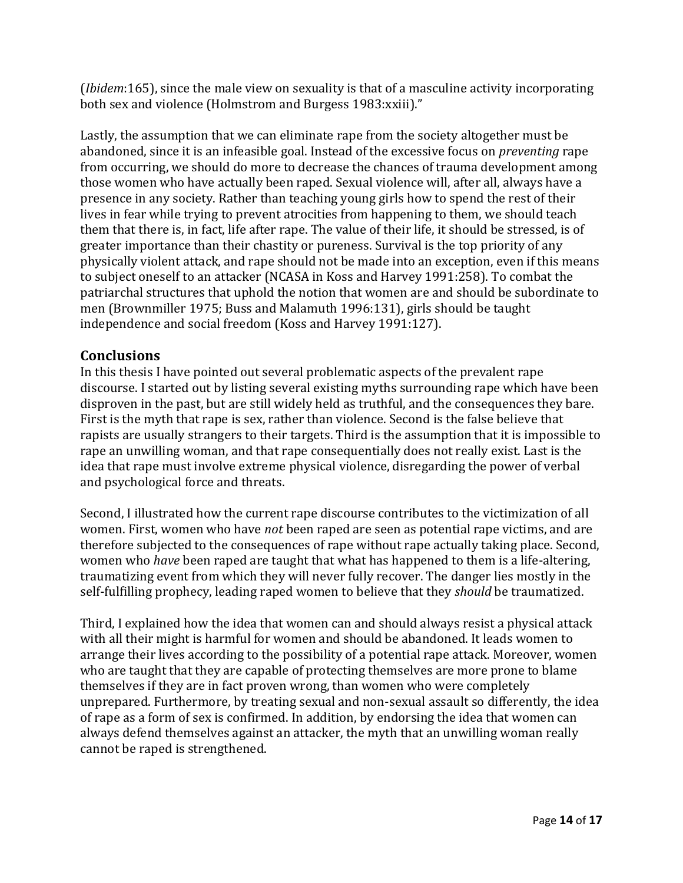(*Ibidem*:165), since the male view on sexuality is that of a masculine activity incorporating both sex and violence (Holmstrom and Burgess 1983:xxiii)."

Lastly, the assumption that we can eliminate rape from the society altogether must be abandoned, since it is an infeasible goal. Instead of the excessive focus on *preventing* rape from occurring, we should do more to decrease the chances of trauma development among those women who have actually been raped. Sexual violence will, after all, always have a presence in any society. Rather than teaching young girls how to spend the rest of their lives in fear while trying to prevent atrocities from happening to them, we should teach them that there is, in fact, life after rape. The value of their life, it should be stressed, is of greater importance than their chastity or pureness. Survival is the top priority of any physically violent attack, and rape should not be made into an exception, even if this means to subject oneself to an attacker (NCASA in Koss and Harvey 1991:258). To combat the patriarchal structures that uphold the notion that women are and should be subordinate to men (Brownmiller 1975; Buss and Malamuth 1996:131), girls should be taught independence and social freedom (Koss and Harvey 1991:127).

## Conclusions

In this thesis I have pointed out several problematic aspects of the prevalent rape discourse. I started out by listing several existing myths surrounding rape which have been disproven in the past, but are still widely held as truthful, and the consequences they bare. First is the myth that rape is sex, rather than violence. Second is the false believe that rapists are usually strangers to their targets. Third is the assumption that it is impossible to rape an unwilling woman, and that rape consequentially does not really exist. Last is the idea that rape must involve extreme physical violence, disregarding the power of verbal and psychological force and threats.

Second, I illustrated how the current rape discourse contributes to the victimization of all women. First, women who have *not* been raped are seen as potential rape victims, and are therefore subjected to the consequences of rape without rape actually taking place. Second, women who *have* been raped are taught that what has happened to them is a life-altering, traumatizing event from which they will never fully recover. The danger lies mostly in the self-fulfilling prophecy, leading raped women to believe that they *should* be traumatized.

Third, I explained how the idea that women can and should always resist a physical attack with all their might is harmful for women and should be abandoned. It leads women to arrange their lives according to the possibility of a potential rape attack. Moreover, women who are taught that they are capable of protecting themselves are more prone to blame themselves if they are in fact proven wrong, than women who were completely unprepared. Furthermore, by treating sexual and non-sexual assault so differently, the idea of rape as a form of sex is confirmed. In addition, by endorsing the idea that women can always defend themselves against an attacker, the myth that an unwilling woman really cannot be raped is strengthened.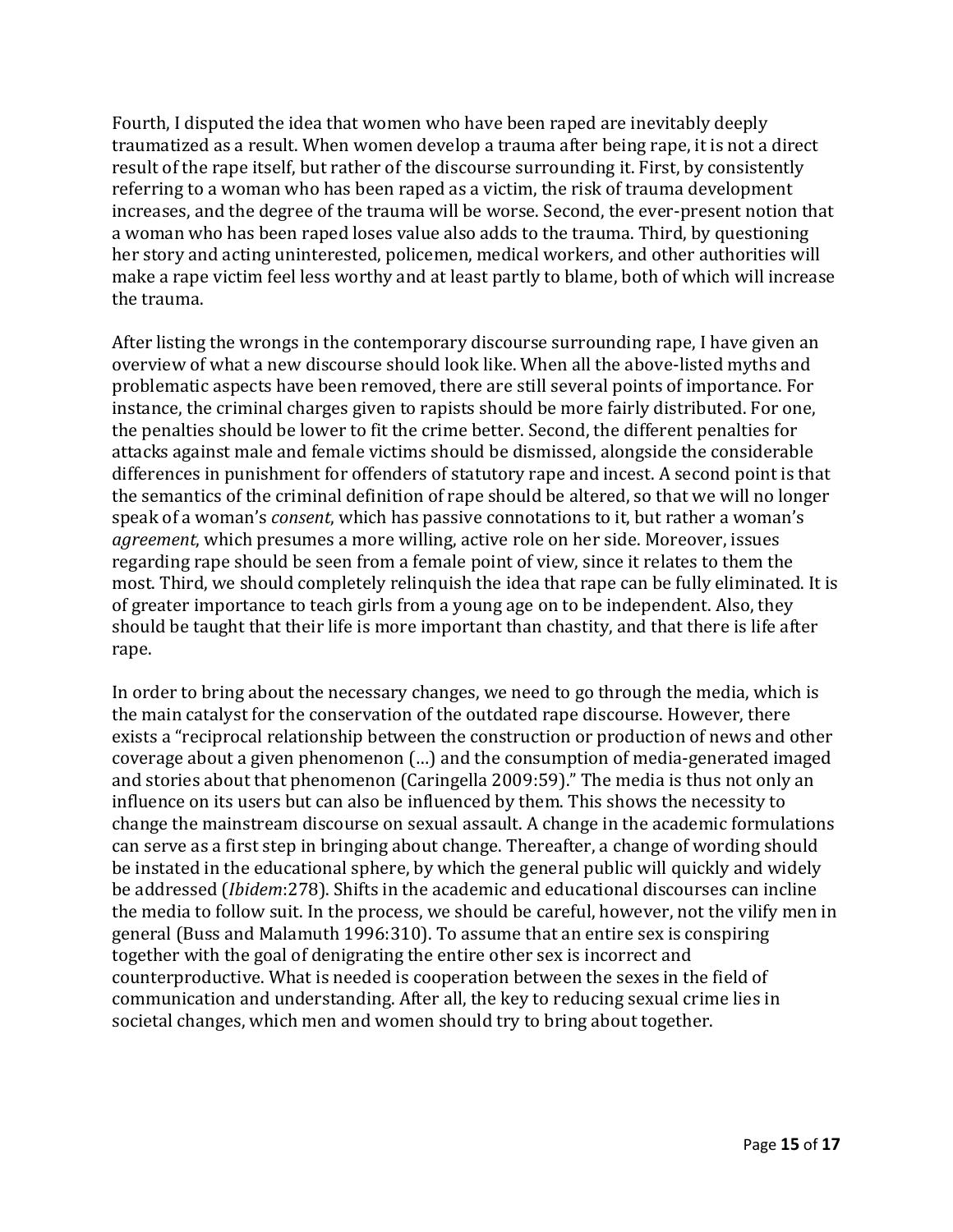Fourth, I disputed the idea that women who have been raped are inevitably deeply traumatized as a result. When women develop a trauma after being rape, it is not a direct result of the rape itself, but rather of the discourse surrounding it. First, by consistently referring to a woman who has been raped as a victim, the risk of trauma development increases, and the degree of the trauma will be worse. Second, the ever-present notion that a woman who has been raped loses value also adds to the trauma. Third, by questioning her story and acting uninterested, policemen, medical workers, and other authorities will make a rape victim feel less worthy and at least partly to blame, both of which will increase the trauma.

After listing the wrongs in the contemporary discourse surrounding rape, I have given an overview of what a new discourse should look like. When all the above-listed myths and problematic aspects have been removed, there are still several points of importance. For instance, the criminal charges given to rapists should be more fairly distributed. For one, the penalties should be lower to fit the crime better. Second, the different penalties for attacks against male and female victims should be dismissed, alongside the considerable differences in punishment for offenders of statutory rape and incest. A second point is that the semantics of the criminal definition of rape should be altered, so that we will no longer speak of a woman's *consent*, which has passive connotations to it, but rather a woman's *agreement*, which presumes a more willing, active role on her side. Moreover, issues regarding rape should be seen from a female point of view, since it relates to them the most. Third, we should completely relinquish the idea that rape can be fully eliminated. It is of greater importance to teach girls from a young age on to be independent. Also, they should be taught that their life is more important than chastity, and that there is life after rape.

In order to bring about the necessary changes, we need to go through the media, which is the main catalyst for the conservation of the outdated rape discourse. However, there exists a "reciprocal relationship between the construction or production of news and other coverage about a given phenomenon (…) and the consumption of media-generated imaged and stories about that phenomenon (Caringella 2009:59)." The media is thus not only an influence on its users but can also be influenced by them. This shows the necessity to change the mainstream discourse on sexual assault. A change in the academic formulations can serve as a first step in bringing about change. Thereafter, a change of wording should be instated in the educational sphere, by which the general public will quickly and widely be addressed (*Ibidem*:278). Shifts in the academic and educational discourses can incline the media to follow suit. In the process, we should be careful, however, not the vilify men in general (Buss and Malamuth 1996:310). To assume that an entire sex is conspiring together with the goal of denigrating the entire other sex is incorrect and counterproductive. What is needed is cooperation between the sexes in the field of communication and understanding. After all, the key to reducing sexual crime lies in societal changes, which men and women should try to bring about together.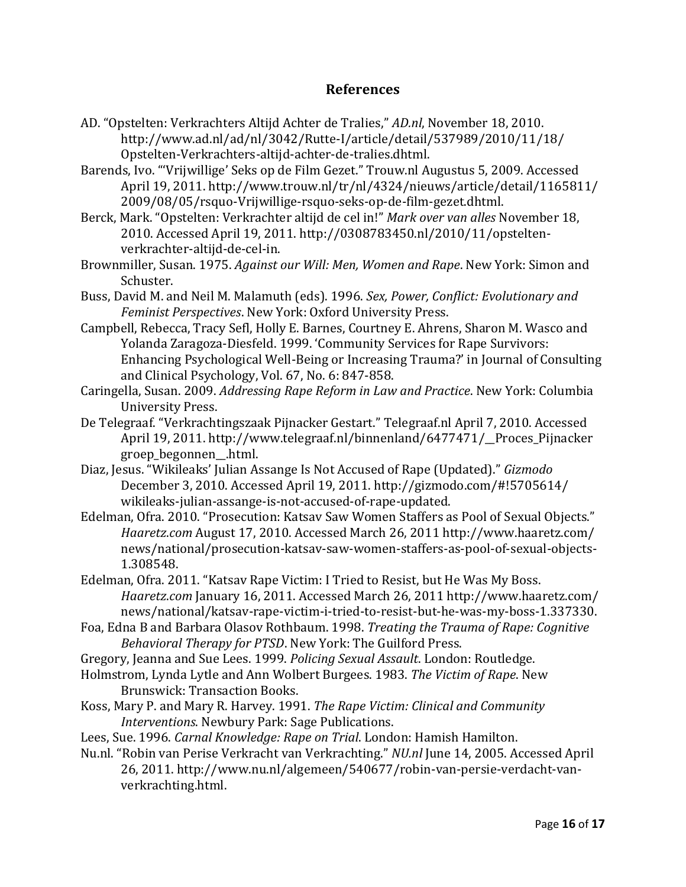## References

AD. "Opstelten: Verkrachters Altijd Achter de Tralies," *AD.nl*, November 18, 2010. http://www.ad.nl/ad/nl/3042/Rutte-I/article/detail/537989/2010/11/18/Opstelten-Verkrachters-altijd-achter-de-tralies.dhtml.

Barends, Ivo. "'Vrijwillige' Seks op de Film Gezet." Trouw.nl Augustus 5, 2009. Accessed April 19, 2011. http://www.trouw.nl/tr/nl/4324/nieuws/article/detail/1165811/2009/08/05/rsquo-Vrijwillige-rsquo-seks-op-de-film-gezet.dhtml.

Berck, Mark. "Opstelten: Verkrachter altijd de cel in!" *Mark over van alles* November 18, 2010. Accessed April 19, 2011. http://0308783450.nl/2010/11/opstelten-verkrachter-altijd-de-cel-in.

Brownmiller, Susan. 1975. *Against our Will: Men, Women and Rape*. New York: Simon and Schuster.

Buss, David M. and Neil M. Malamuth (eds). 1996. *Sex, Power, Conflict: Evolutionary and Feminist Perspectives*. New York: Oxford University Press.

Campbell, Rebecca, Tracy Sefl, Holly E. Barnes, Courtney E. Ahrens, Sharon M. Wasco and Yolanda Zaragoza-Diesfeld. 1999. 'Community Services for Rape Survivors: Enhancing Psychological Well-Being or Increasing Trauma?' in Journal of Consulting and Clinical Psychology, Vol. 67, No. 6: 847-858.

Caringella, Susan. 2009. *Addressing Rape Reform in Law and Practice*. New York: Columbia University Press.

De Telegraaf. "Verkrachtingszaak Pijnacker Gestart." Telegraaf.nl April 7, 2010. Accessed April 19, 2011. http://www.telegraaf.nl/binnenland/6477471/__Proces_Pijnacker groep_begonnen__.html.

Diaz, Jesus. "Wikileaks' Julian Assange Is Not Accused of Rape (Updated)." *Gizmodo* December 3, 2010. Accessed April 19, 2011. http://gizmodo.com/#!5705614/wikileaks-julian-assange-is-not-accused-of-rape-updated.

Edelman, Ofra. 2010. "Prosecution: Katsav Saw Women Staffers as Pool of Sexual Objects." *Haaretz.com* August 17, 2010. Accessed March 26, 2011 http://www.haaretz.com/news/national/prosecution-katsav-saw-women-staffers-as-pool-of-sexual-objects-1.308548.

Edelman, Ofra. 2011. "Katsav Rape Victim: I Tried to Resist, but He Was My Boss. *Haaretz.com* January 16, 2011. Accessed March 26, 2011 http://www.haaretz.com/news/national/katsav-rape-victim-i-tried-to-resist-but-he-was-my-boss-1.337330.

Foa, Edna B and Barbara Olasov Rothbaum. 1998. *Treating the Trauma of Rape: Cognitive Behavioral Therapy for PTSD*. New York: The Guilford Press.

Gregory, Jeanna and Sue Lees. 1999. *Policing Sexual Assault*. London: Routledge.

Holmstrom, Lynda Lytle and Ann Wolbert Burgees. 1983. *The Victim of Rape*. New Brunswick: Transaction Books.

Koss, Mary P. and Mary R. Harvey. 1991. *The Rape Victim: Clinical and Community Interventions*. Newbury Park: Sage Publications.

Lees, Sue. 1996. *Carnal Knowledge: Rape on Trial*. London: Hamish Hamilton.

Nu.nl. "Robin van Perise Verkracht van Verkrachting." *NU.nl* June 14, 2005. Accessed April 26, 2011. http://www.nu.nl/algemeen/540677/robin-van-persie-verdacht-van-verkrachting.html.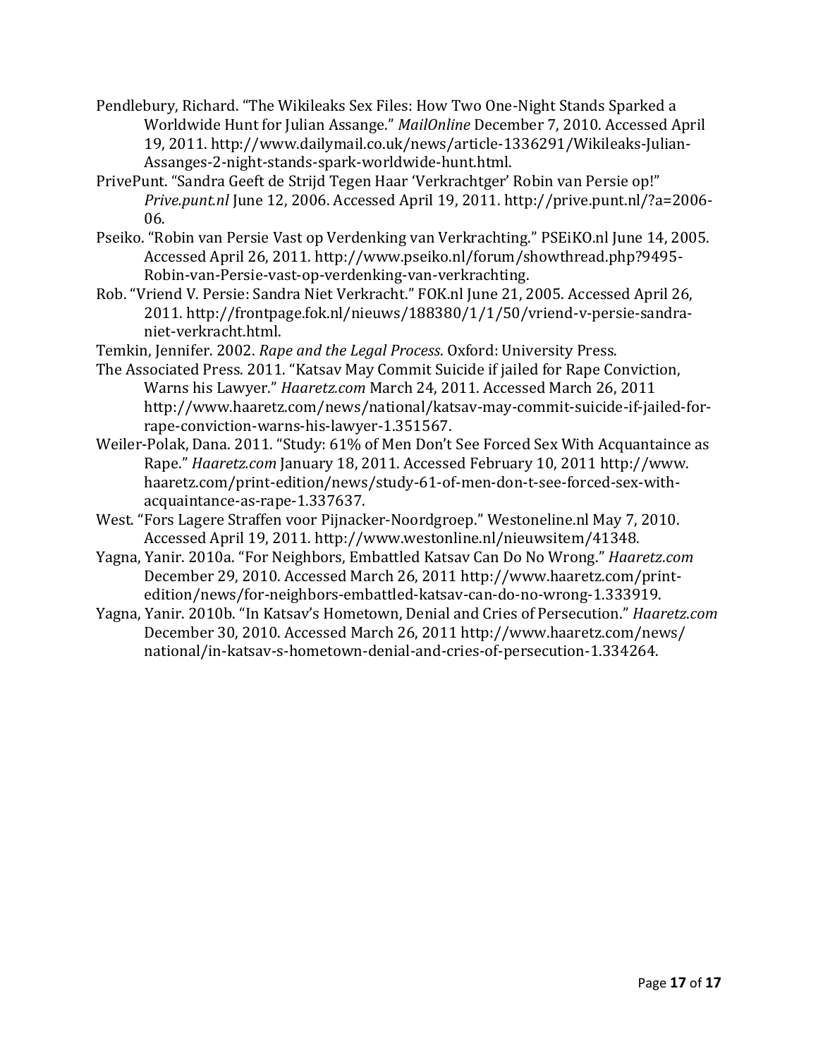Pendlebury, Richard. “The Wikileaks Sex Files: How Two One-Night Stands Sparked a Worldwide Hunt for Julian Assange.” *MailOnline* December 7, 2010. Accessed April 19, 2011. http://www.dailymail.co.uk/news/article-1336291/Wikileaks-Julian-Assanges-2-night-stands-spark-worldwide-hunt.html.

PrivePunt. “Sandra Geeft de Strijd Tegen Haar ‘Verkrachtger’ Robin van Persie op!” *Prive.punt.nl* June 12, 2006. Accessed April 19, 2011. http://prive.punt.nl/?a=2006-06.

Pseiko. “Robin van Persie Vast op Verdenking van Verkrachting.” PSEiKO.nl June 14, 2005. Accessed April 26, 2011. http://www.pseiko.nl/forum/showthread.php?9495-Robin-van-Persie-vast-op-verdenking-van-verkrachting.

Rob. “Vriend V. Persie: Sandra Niet Verkracht.” FOK.nl June 21, 2005. Accessed April 26, 2011. http://frontpage.fok.nl/nieuws/188380/1/1/50/vriend-v-persie-sandra-niet-verkracht.html.

Temkin, Jennifer. 2002. *Rape and the Legal Process*. Oxford: University Press.

The Associated Press. 2011. “Katsav May Commit Suicide if jailed for Rape Conviction, Warns his Lawyer.” *Haaretz.com* March 24, 2011. Accessed March 26, 2011 http://www.haaretz.com/news/national/katsav-may-commit-suicide-if-jailed-for-rape-conviction-warns-his-lawyer-1.351567.

Weiler-Polak, Dana. 2011. “Study: 61% of Men Don’t See Forced Sex With Acquantaince as Rape.” *Haaretz.com* January 18, 2011. Accessed February 10, 2011 http://www.haaretz.com/print-edition/news/study-61-of-men-don-t-see-forced-sex-with-acquaintance-as-rape-1.337637.

West. “Fors Lagere Straffen voor Pijnacker-Noordgroep.” Westoneline.nl May 7, 2010. Accessed April 19, 2011. http://www.westonline.nl/nieuwsitem/41348.

Yagna, Yanir. 2010a. “For Neighbors, Embattled Katsav Can Do No Wrong.” *Haaretz.com* December 29, 2010. Accessed March 26, 2011 http://www.haaretz.com/print-edition/news/for-neighbors-embattled-katsav-can-do-no-wrong-1.333919.

Yagna, Yanir. 2010b. “In Katsav’s Hometown, Denial and Cries of Persecution.” *Haaretz.com* December 30, 2010. Accessed March 26, 2011 http://www.haaretz.com/news/national/in-katsav-s-hometown-denial-and-cries-of-persecution-1.334264.